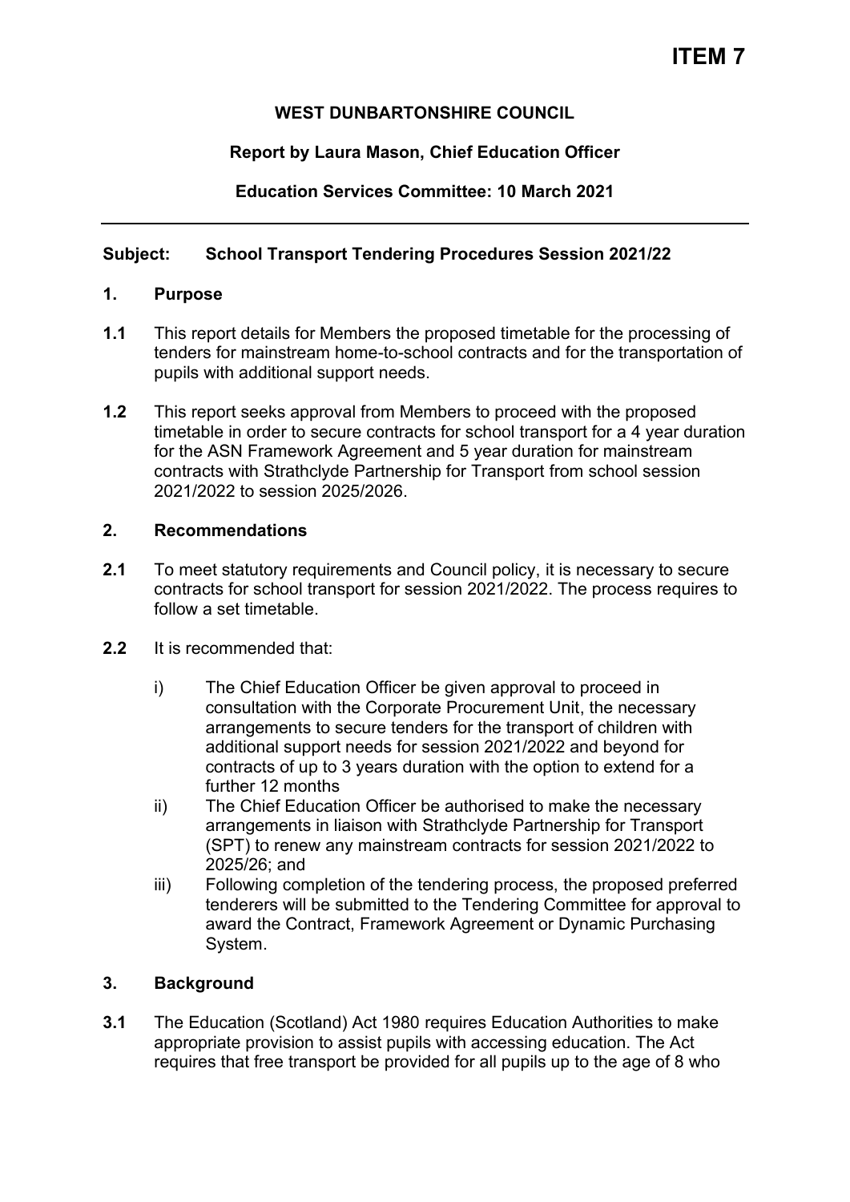# ITEM 7

**WEST DUNBARTONSHIRE COUNCIL**

**Report by Laura Mason, Chief Education Officer**

**Education Services Committee: 10 March 2021**

---

**Subject: School Transport Tendering Procedures Session 2021/22**

## 1. Purpose

**1.1** This report details for Members the proposed timetable for the processing of tenders for mainstream home-to-school contracts and for the transportation of pupils with additional support needs.

**1.2** This report seeks approval from Members to proceed with the proposed timetable in order to secure contracts for school transport for a 4 year duration for the ASN Framework Agreement and 5 year duration for mainstream contracts with Strathclyde Partnership for Transport from school session 2021/2022 to session 2025/2026.

## 2. Recommendations

**2.1** To meet statutory requirements and Council policy, it is necessary to secure contracts for school transport for session 2021/2022. The process requires to follow a set timetable.

**2.2** It is recommended that:

i) The Chief Education Officer be given approval to proceed in consultation with the Corporate Procurement Unit, the necessary arrangements to secure tenders for the transport of children with additional support needs for session 2021/2022 and beyond for contracts of up to 3 years duration with the option to extend for a further 12 months

ii) The Chief Education Officer be authorised to make the necessary arrangements in liaison with Strathclyde Partnership for Transport (SPT) to renew any mainstream contracts for session 2021/2022 to 2025/26; and

iii) Following completion of the tendering process, the proposed preferred tenderers will be submitted to the Tendering Committee for approval to award the Contract, Framework Agreement or Dynamic Purchasing System.

## 3. Background

**3.1** The Education (Scotland) Act 1980 requires Education Authorities to make appropriate provision to assist pupils with accessing education. The Act requires that free transport be provided for all pupils up to the age of 8 who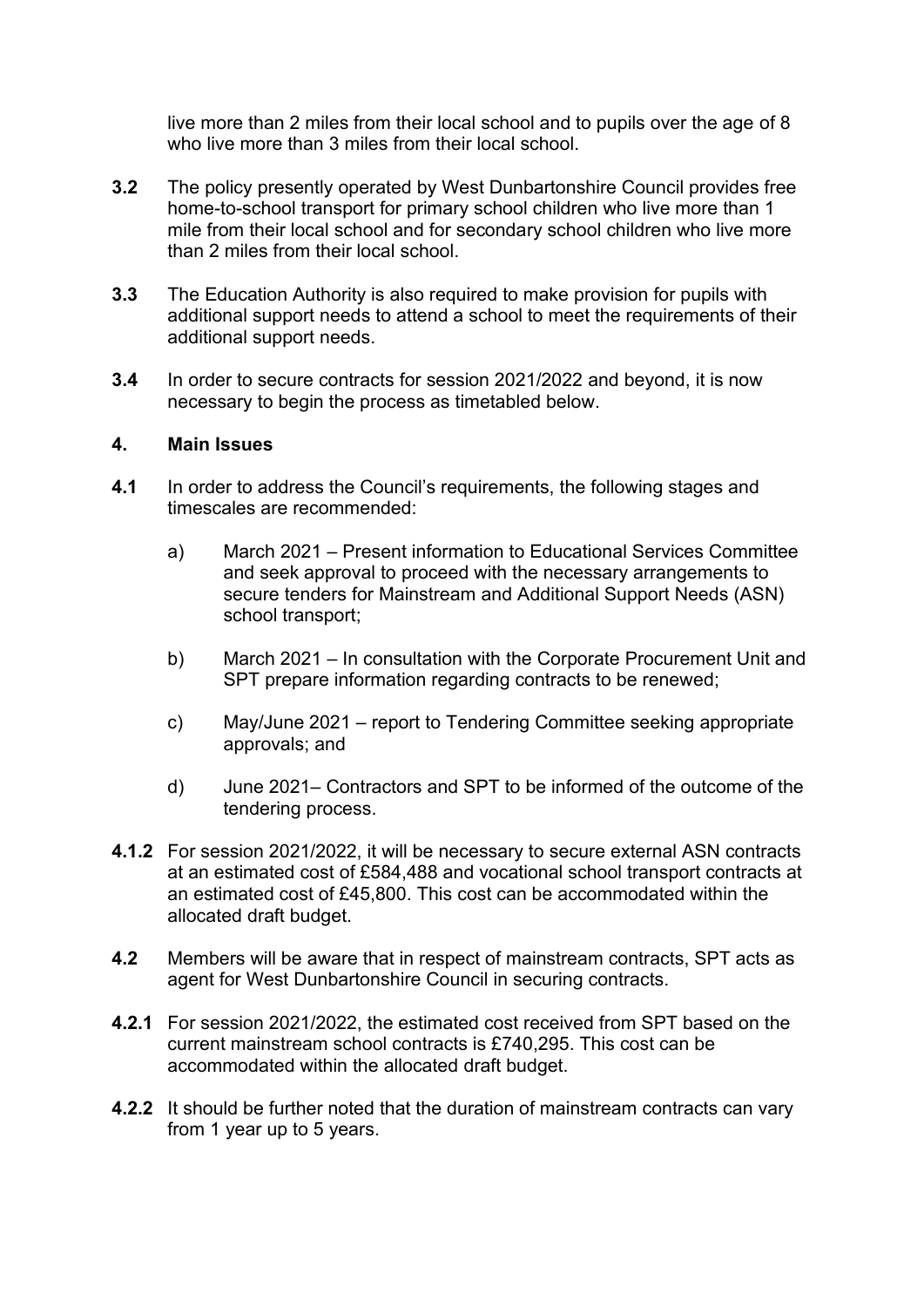live more than 2 miles from their local school and to pupils over the age of 8 who live more than 3 miles from their local school.

**3.2** The policy presently operated by West Dunbartonshire Council provides free home-to-school transport for primary school children who live more than 1 mile from their local school and for secondary school children who live more than 2 miles from their local school.

**3.3** The Education Authority is also required to make provision for pupils with additional support needs to attend a school to meet the requirements of their additional support needs.

**3.4** In order to secure contracts for session 2021/2022 and beyond, it is now necessary to begin the process as timetabled below.

## 4. Main Issues

**4.1** In order to address the Council's requirements, the following stages and timescales are recommended:

a) March 2021 – Present information to Educational Services Committee and seek approval to proceed with the necessary arrangements to secure tenders for Mainstream and Additional Support Needs (ASN) school transport;

b) March 2021 – In consultation with the Corporate Procurement Unit and SPT prepare information regarding contracts to be renewed;

c) May/June 2021 – report to Tendering Committee seeking appropriate approvals; and

d) June 2021– Contractors and SPT to be informed of the outcome of the tendering process.

**4.1.2** For session 2021/2022, it will be necessary to secure external ASN contracts at an estimated cost of £584,488 and vocational school transport contracts at an estimated cost of £45,800. This cost can be accommodated within the allocated draft budget.

**4.2** Members will be aware that in respect of mainstream contracts, SPT acts as agent for West Dunbartonshire Council in securing contracts.

**4.2.1** For session 2021/2022, the estimated cost received from SPT based on the current mainstream school contracts is £740,295. This cost can be accommodated within the allocated draft budget.

**4.2.2** It should be further noted that the duration of mainstream contracts can vary from 1 year up to 5 years.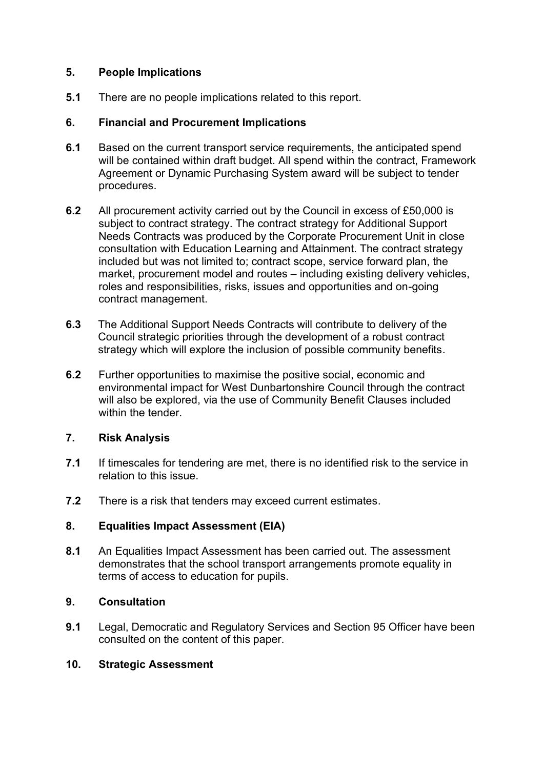## 5. People Implications

**5.1** There are no people implications related to this report.

## 6. Financial and Procurement Implications

**6.1** Based on the current transport service requirements, the anticipated spend will be contained within draft budget. All spend within the contract, Framework Agreement or Dynamic Purchasing System award will be subject to tender procedures.

**6.2** All procurement activity carried out by the Council in excess of £50,000 is subject to contract strategy. The contract strategy for Additional Support Needs Contracts was produced by the Corporate Procurement Unit in close consultation with Education Learning and Attainment. The contract strategy included but was not limited to; contract scope, service forward plan, the market, procurement model and routes – including existing delivery vehicles, roles and responsibilities, risks, issues and opportunities and on-going contract management.

**6.3** The Additional Support Needs Contracts will contribute to delivery of the Council strategic priorities through the development of a robust contract strategy which will explore the inclusion of possible community benefits.

**6.2** Further opportunities to maximise the positive social, economic and environmental impact for West Dunbartonshire Council through the contract will also be explored, via the use of Community Benefit Clauses included within the tender.

## 7. Risk Analysis

**7.1** If timescales for tendering are met, there is no identified risk to the service in relation to this issue.

**7.2** There is a risk that tenders may exceed current estimates.

## 8. Equalities Impact Assessment (EIA)

**8.1** An Equalities Impact Assessment has been carried out. The assessment demonstrates that the school transport arrangements promote equality in terms of access to education for pupils.

## 9. Consultation

**9.1** Legal, Democratic and Regulatory Services and Section 95 Officer have been consulted on the content of this paper.

## 10. Strategic Assessment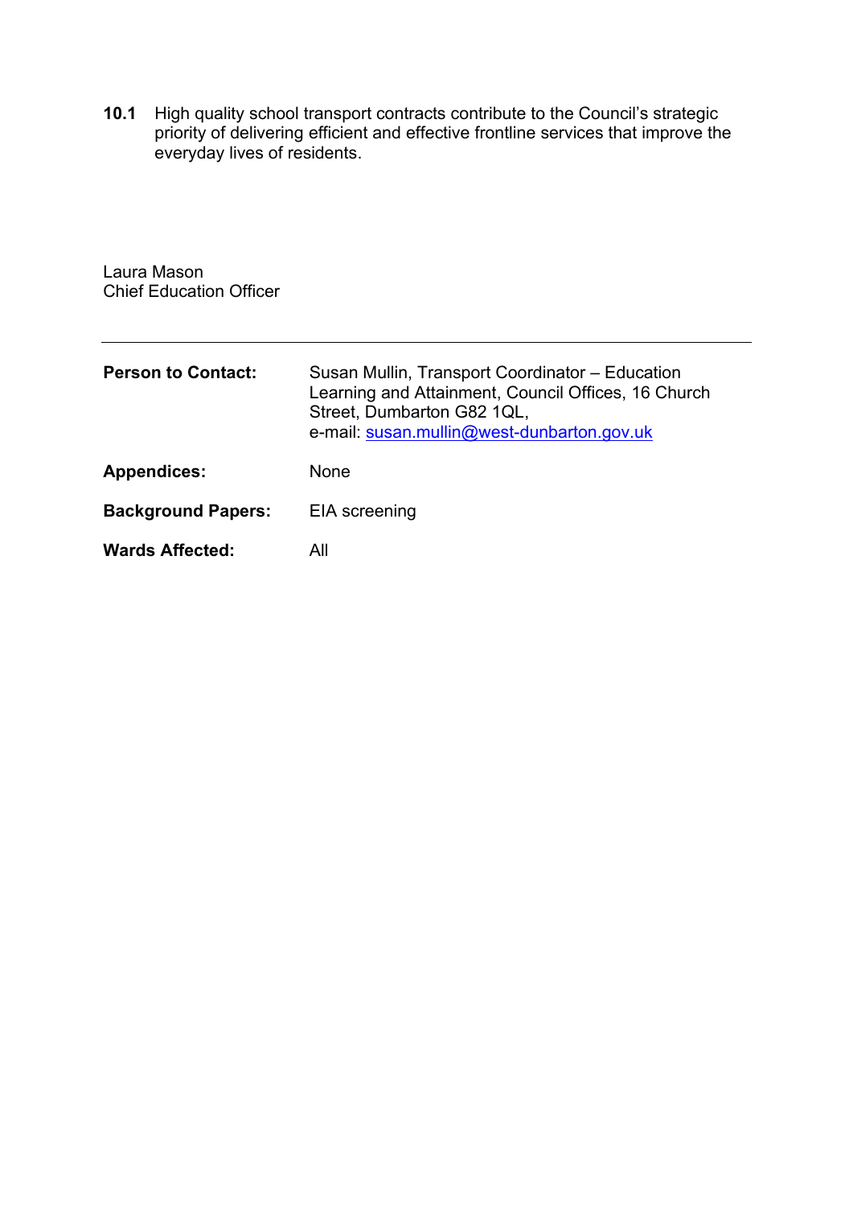**10.1** High quality school transport contracts contribute to the Council's strategic priority of delivering efficient and effective frontline services that improve the everyday lives of residents.

Laura Mason
Chief Education Officer

---

| | |
|---|---|
| **Person to Contact:** | Susan Mullin, Transport Coordinator – Education Learning and Attainment, Council Offices, 16 Church Street, Dumbarton G82 1QL, e-mail: susan.mullin@west-dunbarton.gov.uk |
| **Appendices:** | None |
| **Background Papers:** | EIA screening |
| **Wards Affected:** | All |